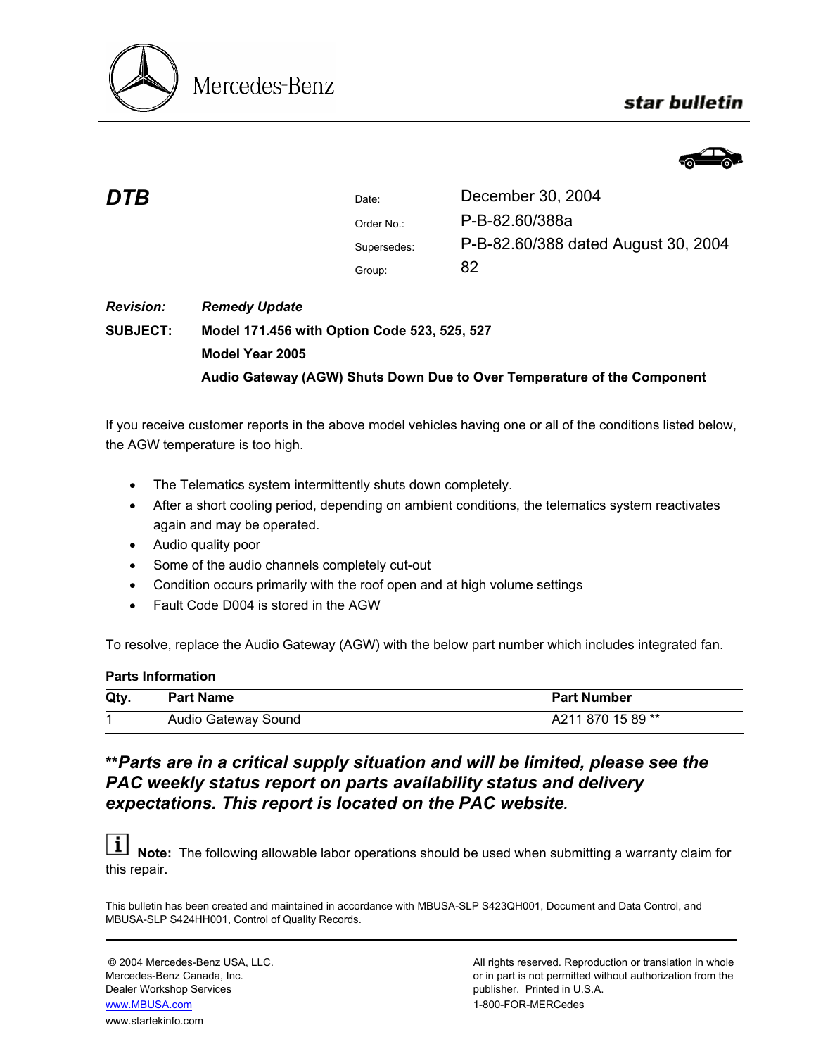Mercedes-Benz

**star bulletin**

# DTB

| | |
|---|---|
| Date: | December 30, 2004 |
| Order No.: | P-B-82.60/388a |
| Supersedes: | P-B-82.60/388 dated August 30, 2004 |
| Group: | 82 |

***Revision:*** ***Remedy Update***

**SUBJECT: Model 171.456 with Option Code 523, 525, 527**

**Model Year 2005**

**Audio Gateway (AGW) Shuts Down Due to Over Temperature of the Component**

If you receive customer reports in the above model vehicles having one or all of the conditions listed below, the AGW temperature is too high.

- The Telematics system intermittently shuts down completely.
- After a short cooling period, depending on ambient conditions, the telematics system reactivates again and may be operated.
- Audio quality poor
- Some of the audio channels completely cut-out
- Condition occurs primarily with the roof open and at high volume settings
- Fault Code D004 is stored in the AGW

To resolve, replace the Audio Gateway (AGW) with the below part number which includes integrated fan.

**Parts Information**

| Qty. | Part Name | Part Number |
|---|---|---|
| 1 | Audio Gateway Sound | A211 870 15 89 ** |

*****Parts are in a critical supply situation and will be limited, please see the PAC weekly status report on parts availability status and delivery expectations. This report is located on the PAC website.***

**Note:** The following allowable labor operations should be used when submitting a warranty claim for this repair.

This bulletin has been created and maintained in accordance with MBUSA-SLP S423QH001, Document and Data Control, and MBUSA-SLP S424HH001, Control of Quality Records.

© 2004 Mercedes-Benz USA, LLC.
Mercedes-Benz Canada, Inc.
Dealer Workshop Services
www.MBUSA.com
www.startekinfo.com

All rights reserved. Reproduction or translation in whole or in part is not permitted without authorization from the publisher. Printed in U.S.A.
1-800-FOR-MERCedes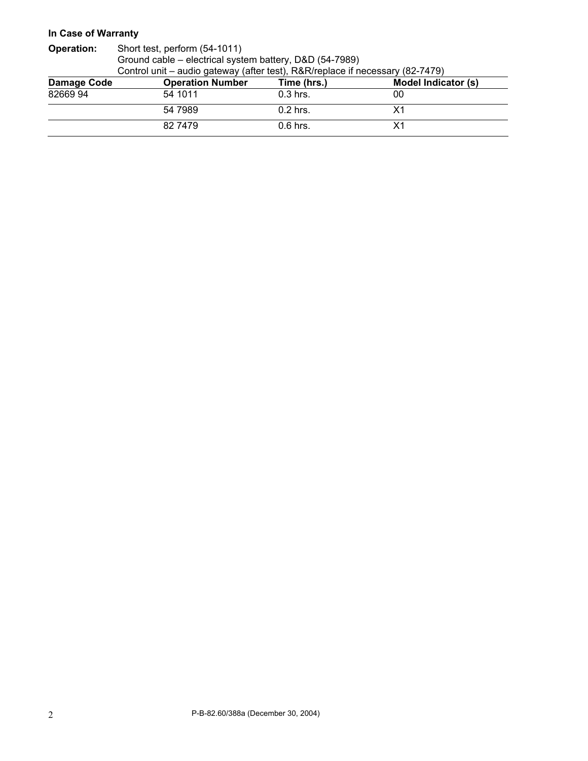**In Case of Warranty**

**Operation:** Short test, perform (54-1011)
Ground cable – electrical system battery, D&D (54-7989)
Control unit – audio gateway (after test), R&R/replace if necessary (82-7479)

| Damage Code | Operation Number | Time (hrs.) | Model Indicator (s) |
|---|---|---|---|
| 82669 94 | 54 1011 | 0.3 hrs. | 00 |
| | 54 7989 | 0.2 hrs. | X1 |
| | 82 7479 | 0.6 hrs. | X1 |